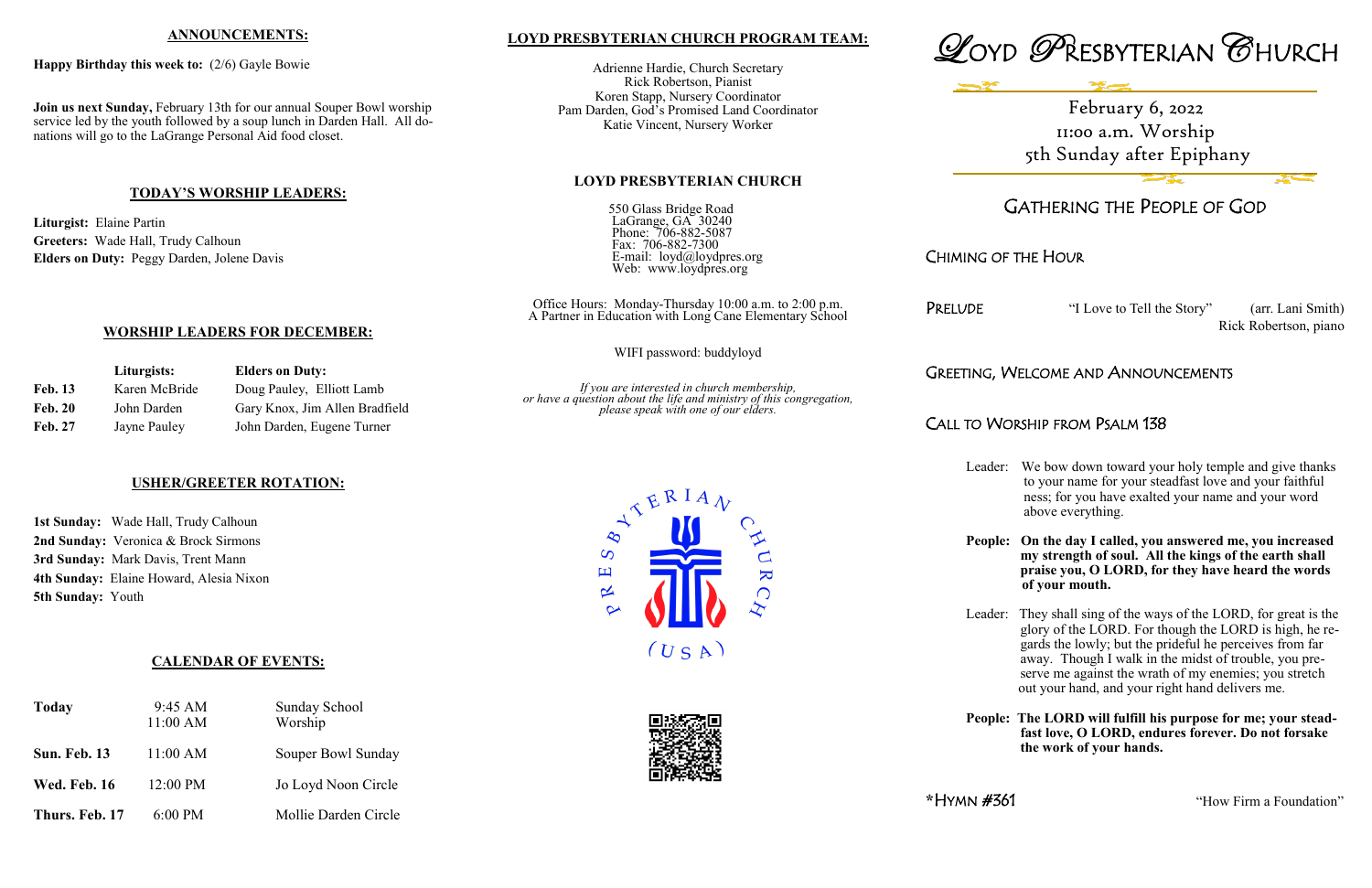## ANNOUNCEMENTS:

**Happy Birthday this week to:** (2/6) Gayle Bowie

**Join us next Sunday,** February 13th for our annual Souper Bowl worship service led by the youth followed by a soup lunch in Darden Hall. All donations will go to the LaGrange Personal Aid food closet.

## TODAY'S WORSHIP LEADERS:

**Liturgist:** Elaine Partin
**Greeters:** Wade Hall, Trudy Calhoun
**Elders on Duty:** Peggy Darden, Jolene Davis

## WORSHIP LEADERS FOR DECEMBER:

| | Liturgists: | Elders on Duty: |
|---|---|---|
| **Feb. 13** | Karen McBride | Doug Pauley, Elliott Lamb |
| **Feb. 20** | John Darden | Gary Knox, Jim Allen Bradfield |
| **Feb. 27** | Jayne Pauley | John Darden, Eugene Turner |

## USHER/GREETER ROTATION:

**1st Sunday:** Wade Hall, Trudy Calhoun
**2nd Sunday:** Veronica & Brock Sirmons
**3rd Sunday:** Mark Davis, Trent Mann
**4th Sunday:** Elaine Howard, Alesia Nixon
**5th Sunday:** Youth

## CALENDAR OF EVENTS:

| | | |
|---|---|---|
| **Today** | 9:45 AM<br>11:00 AM | Sunday School<br>Worship |
| **Sun. Feb. 13** | 11:00 AM | Souper Bowl Sunday |
| **Wed. Feb. 16** | 12:00 PM | Jo Loyd Noon Circle |
| **Thurs. Feb. 17** | 6:00 PM | Mollie Darden Circle |

## LOYD PRESBYTERIAN CHURCH PROGRAM TEAM:

Adrienne Hardie, Church Secretary
Rick Robertson, Pianist
Koren Stapp, Nursery Coordinator
Pam Darden, God's Promised Land Coordinator
Katie Vincent, Nursery Worker

## LOYD PRESBYTERIAN CHURCH

550 Glass Bridge Road
LaGrange, GA 30240
Phone: 706-882-5087
Fax: 706-882-7300
E-mail: loyd@loydpres.org
Web: www.loydpres.org

Office Hours: Monday-Thursday 10:00 a.m. to 2:00 p.m.
A Partner in Education with Long Cane Elementary School

WIFI password: buddyloyd

*If you are interested in church membership, or have a question about the life and ministry of this congregation, please speak with one of our elders.*

# LOYD PRESBYTERIAN CHURCH

February 6, 2022
11:00 a.m. Worship
5th Sunday after Epiphany

## GATHERING THE PEOPLE OF GOD

### CHIMING OF THE HOUR

### PRELUDE

"I Love to Tell the Story" (arr. Lani Smith)
Rick Robertson, piano

### GREETING, WELCOME AND ANNOUNCEMENTS

### CALL TO WORSHIP FROM PSALM 138

Leader: We bow down toward your holy temple and give thanks to your name for your steadfast love and your faithfulness; for you have exalted your name and your word above everything.

**People: On the day I called, you answered me, you increased my strength of soul. All the kings of the earth shall praise you, O LORD, for they have heard the words of your mouth.**

Leader: They shall sing of the ways of the LORD, for great is the glory of the LORD. For though the LORD is high, he regards the lowly; but the prideful he perceives from far away. Though I walk in the midst of trouble, you preserve me against the wrath of my enemies; you stretch out your hand, and your right hand delivers me.

**People: The LORD will fulfill his purpose for me; your steadfast love, O LORD, endures forever. Do not forsake the work of your hands.**

### *HYMN #361

"How Firm a Foundation"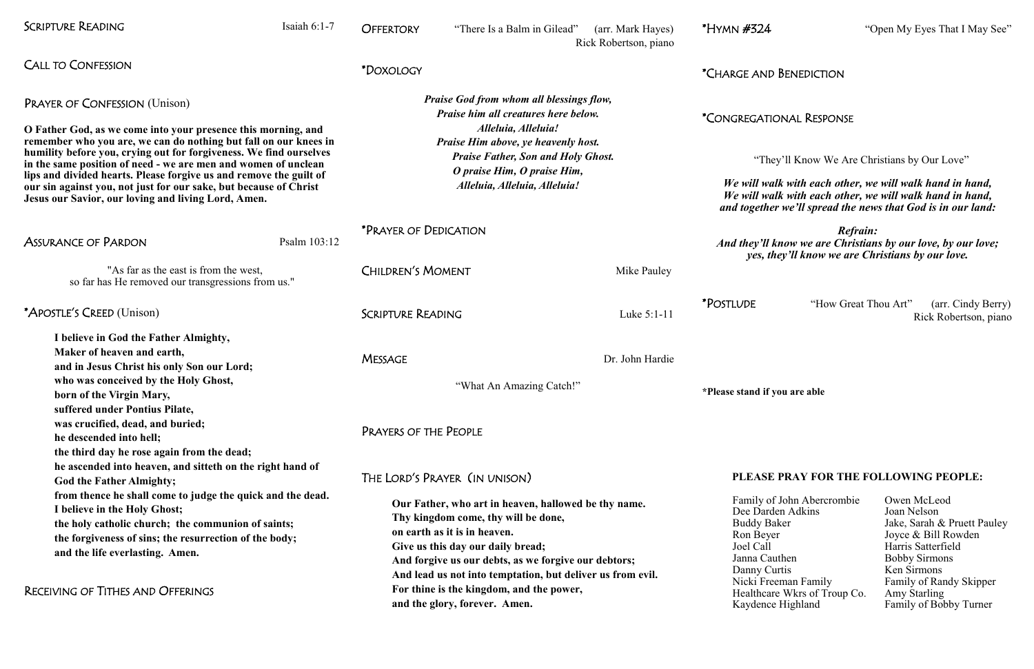## Scripture Reading — Isaiah 6:1-7

## Call to Confession

## Prayer of Confession (Unison)

**O Father God, as we come into your presence this morning, and remember who you are, we can do nothing but fall on our knees in humility before you, crying out for forgiveness. We find ourselves in the same position of need - we are men and women of unclean lips and divided hearts. Please forgive us and remove the guilt of our sin against you, not just for our sake, but because of Christ Jesus our Savior, our loving and living Lord, Amen.**

## Assurance of Pardon — Psalm 103:12

"As far as the east is from the west,
so far has He removed our transgressions from us."

## *Apostle's Creed (Unison)

**I believe in God the Father Almighty,
Maker of heaven and earth,
and in Jesus Christ his only Son our Lord;
who was conceived by the Holy Ghost,
born of the Virgin Mary,
suffered under Pontius Pilate,
was crucified, dead, and buried;
he descended into hell;
the third day he rose again from the dead;
he ascended into heaven, and sitteth on the right hand of God the Father Almighty;
from thence he shall come to judge the quick and the dead.
I believe in the Holy Ghost;
the holy catholic church; the communion of saints;
the forgiveness of sins; the resurrection of the body;
and the life everlasting. Amen.**

## Receiving of Tithes and Offerings

## Offertory — "There Is a Balm in Gilead" (arr. Mark Hayes)

Rick Robertson, piano

## *Doxology

***Praise God from whom all blessings flow,
Praise him all creatures here below.
Alleluia, Alleluia!
Praise Him above, ye heavenly host.
Praise Father, Son and Holy Ghost.
O praise Him, O praise Him,
Alleluia, Alleluia, Alleluia!***

## *Prayer of Dedication

## Children's Moment — Mike Pauley

## Scripture Reading — Luke 5:1-11

## Message — Dr. John Hardie

"What An Amazing Catch!"

## Prayers of the People

## The Lord's Prayer (in unison)

**Our Father, who art in heaven, hallowed be thy name.
Thy kingdom come, thy will be done,
on earth as it is in heaven.
Give us this day our daily bread;
And forgive us our debts, as we forgive our debtors;
And lead us not into temptation, but deliver us from evil.
For thine is the kingdom, and the power,
and the glory, forever. Amen.**

## *Hymn #324 — "Open My Eyes That I May See"

## *Charge and Benediction

## *Congregational Response

"They'll Know We Are Christians by Our Love"

***We will walk with each other, we will walk hand in hand,
We will walk with each other, we will walk hand in hand,
and together we'll spread the news that God is in our land:***

***Refrain:
And they'll know we are Christians by our love, by our love;
yes, they'll know we are Christians by our love.***

## *Postlude — "How Great Thou Art" (arr. Cindy Berry)

Rick Robertson, piano

**\*Please stand if you are able**

**PLEASE PRAY FOR THE FOLLOWING PEOPLE:**

| | |
|---|---|
| Family of John Abercrombie | Owen McLeod |
| Dee Darden Adkins | Joan Nelson |
| Buddy Baker | Jake, Sarah & Pruett Pauley |
| Ron Beyer | Joyce & Bill Rowden |
| Joel Call | Harris Satterfield |
| Janna Cauthen | Bobby Sirmons |
| Danny Curtis | Ken Sirmons |
| Nicki Freeman Family | Family of Randy Skipper |
| Healthcare Wkrs of Troup Co. | Amy Starling |
| Kaydence Highland | Family of Bobby Turner |